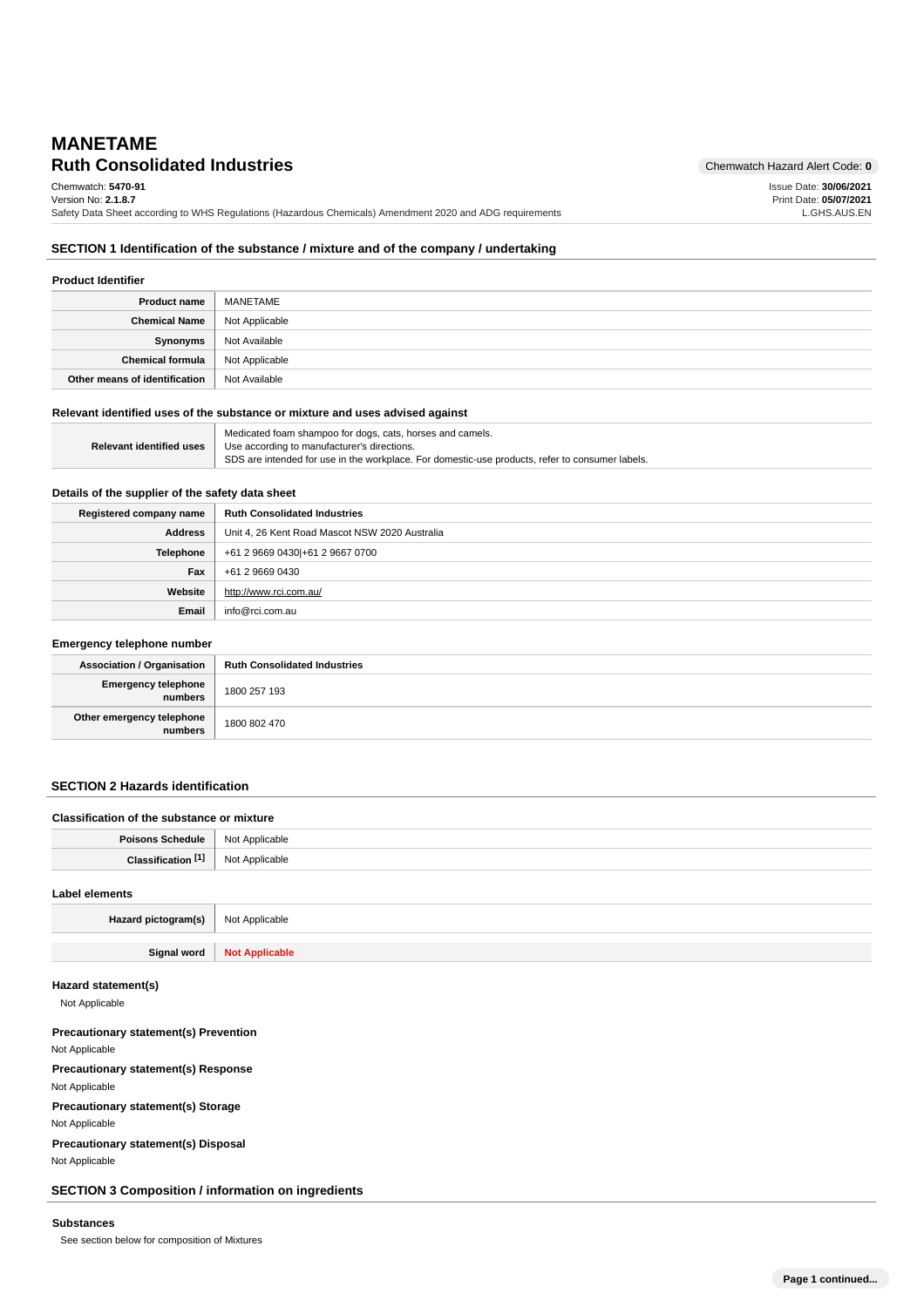# MANETAME

## Ruth Consolidated Industries

Chemwatch Hazard Alert Code: **0**

Chemwatch: **5470-91**
Version No: **2.1.8.7**
Safety Data Sheet according to WHS Regulations (Hazardous Chemicals) Amendment 2020 and ADG requirements

Issue Date: **30/06/2021**
Print Date: **05/07/2021**
L.GHS.AUS.EN

## SECTION 1 Identification of the substance / mixture and of the company / undertaking

### Product Identifier

| | |
|---|---|
| **Product name** | MANETAME |
| **Chemical Name** | Not Applicable |
| **Synonyms** | Not Available |
| **Chemical formula** | Not Applicable |
| **Other means of identification** | Not Available |

### Relevant identified uses of the substance or mixture and uses advised against

| | |
|---|---|
| **Relevant identified uses** | Medicated foam shampoo for dogs, cats, horses and camels.<br>Use according to manufacturer's directions.<br>SDS are intended for use in the workplace. For domestic-use products, refer to consumer labels. |

### Details of the supplier of the safety data sheet

| | |
|---|---|
| **Registered company name** | **Ruth Consolidated Industries** |
| **Address** | Unit 4, 26 Kent Road Mascot NSW 2020 Australia |
| **Telephone** | +61 2 9669 0430\|+61 2 9667 0700 |
| **Fax** | +61 2 9669 0430 |
| **Website** | http://www.rci.com.au/ |
| **Email** | info@rci.com.au |

### Emergency telephone number

| | |
|---|---|
| **Association / Organisation** | **Ruth Consolidated Industries** |
| **Emergency telephone numbers** | 1800 257 193 |
| **Other emergency telephone numbers** | 1800 802 470 |

## SECTION 2 Hazards identification

### Classification of the substance or mixture

| | |
|---|---|
| **Poisons Schedule** | Not Applicable |
| **Classification [1]** | Not Applicable |

### Label elements

| | |
|---|---|
| **Hazard pictogram(s)** | Not Applicable |
| **Signal word** | **Not Applicable** |

### Hazard statement(s)

Not Applicable

### Precautionary statement(s) Prevention

Not Applicable

### Precautionary statement(s) Response

Not Applicable

### Precautionary statement(s) Storage

Not Applicable

### Precautionary statement(s) Disposal

Not Applicable

## SECTION 3 Composition / information on ingredients

### Substances

See section below for composition of Mixtures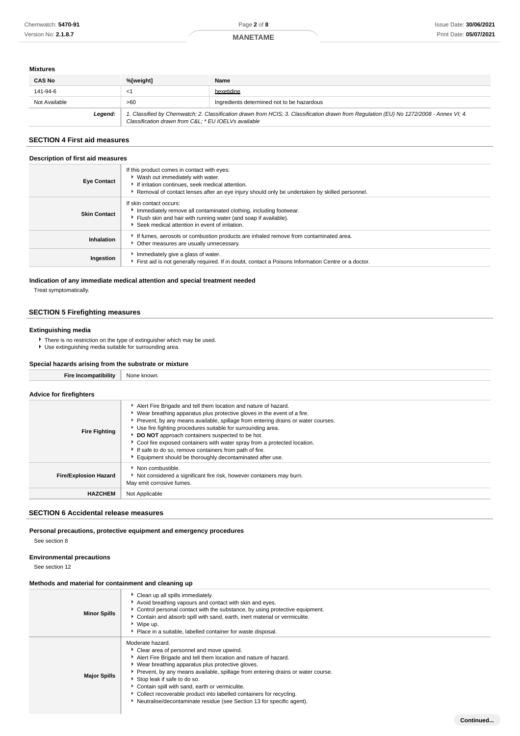### Mixtures

| CAS No | %[weight] | Name |
| --- | --- | --- |
| 141-94-6 | <1 | hexetidine |
| Not Available | >60 | Ingredients determined not to be hazardous |
| **Legend:** | *1. Classified by Chemwatch; 2. Classification drawn from HCIS; 3. Classification drawn from Regulation (EU) No 1272/2008 - Annex VI; 4. Classification drawn from C&L; * EU IOELVs available* | |

## SECTION 4 First aid measures

### Description of first aid measures

| | |
| --- | --- |
| **Eye Contact** | If this product comes in contact with eyes:<br>▶ Wash out immediately with water.<br>▶ If irritation continues, seek medical attention.<br>▶ Removal of contact lenses after an eye injury should only be undertaken by skilled personnel. |
| **Skin Contact** | If skin contact occurs:<br>▶ Immediately remove all contaminated clothing, including footwear.<br>▶ Flush skin and hair with running water (and soap if available).<br>▶ Seek medical attention in event of irritation. |
| **Inhalation** | ▶ If fumes, aerosols or combustion products are inhaled remove from contaminated area.<br>▶ Other measures are usually unnecessary. |
| **Ingestion** | ▶ Immediately give a glass of water.<br>▶ First aid is not generally required. If in doubt, contact a Poisons Information Centre or a doctor. |

### Indication of any immediate medical attention and special treatment needed

Treat symptomatically.

## SECTION 5 Firefighting measures

### Extinguishing media

- There is no restriction on the type of extinguisher which may be used.
- Use extinguishing media suitable for surrounding area.

### Special hazards arising from the substrate or mixture

| | |
| --- | --- |
| **Fire Incompatibility** | None known. |

### Advice for firefighters

| | |
| --- | --- |
| **Fire Fighting** | ▶ Alert Fire Brigade and tell them location and nature of hazard.<br>▶ Wear breathing apparatus plus protective gloves in the event of a fire.<br>▶ Prevent, by any means available, spillage from entering drains or water courses.<br>▶ Use fire fighting procedures suitable for surrounding area.<br>▶ **DO NOT** approach containers suspected to be hot.<br>▶ Cool fire exposed containers with water spray from a protected location.<br>▶ If safe to do so, remove containers from path of fire.<br>▶ Equipment should be thoroughly decontaminated after use. |
| **Fire/Explosion Hazard** | ▶ Non combustible.<br>▶ Not considered a significant fire risk, however containers may burn.<br>May emit corrosive fumes. |
| **HAZCHEM** | Not Applicable |

## SECTION 6 Accidental release measures

### Personal precautions, protective equipment and emergency procedures

See section 8

### Environmental precautions

See section 12

### Methods and material for containment and cleaning up

| | |
| --- | --- |
| **Minor Spills** | ▶ Clean up all spills immediately.<br>▶ Avoid breathing vapours and contact with skin and eyes.<br>▶ Control personal contact with the substance, by using protective equipment.<br>▶ Contain and absorb spill with sand, earth, inert material or vermiculite.<br>▶ Wipe up.<br>▶ Place in a suitable, labelled container for waste disposal. |
| **Major Spills** | Moderate hazard.<br>▶ Clear area of personnel and move upwind.<br>▶ Alert Fire Brigade and tell them location and nature of hazard.<br>▶ Wear breathing apparatus plus protective gloves.<br>▶ Prevent, by any means available, spillage from entering drains or water course.<br>▶ Stop leak if safe to do so.<br>▶ Contain spill with sand, earth or vermiculite.<br>▶ Collect recoverable product into labelled containers for recycling.<br>▶ Neutralise/decontaminate residue (see Section 13 for specific agent). |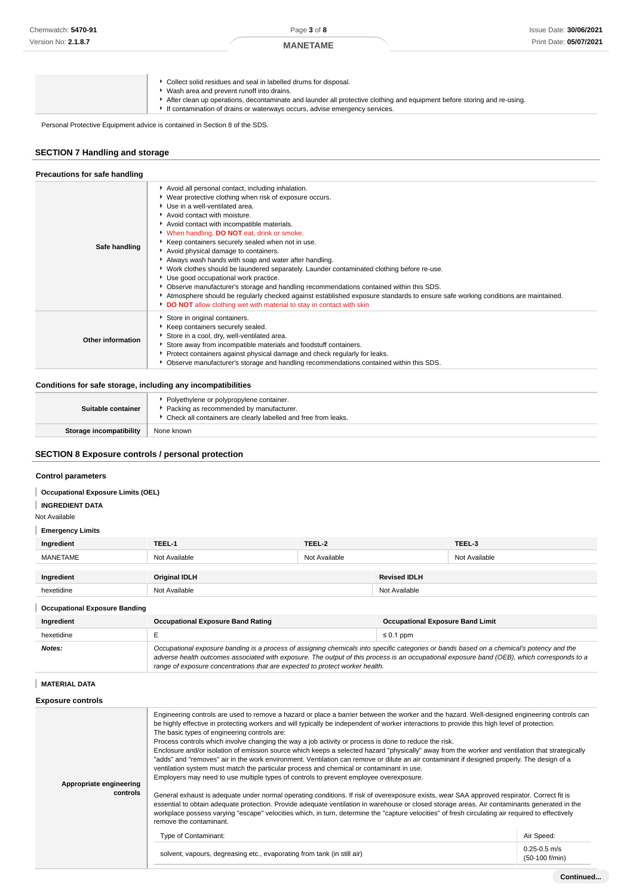| | |
|---|---|
| | ‣ Collect solid residues and seal in labelled drums for disposal.<br>‣ Wash area and prevent runoff into drains.<br>‣ After clean up operations, decontaminate and launder all protective clothing and equipment before storing and re-using.<br>‣ If contamination of drains or waterways occurs, advise emergency services. |

Personal Protective Equipment advice is contained in Section 8 of the SDS.

## SECTION 7 Handling and storage

### Precautions for safe handling

| | |
|---|---|
| **Safe handling** | ‣ Avoid all personal contact, including inhalation.<br>‣ Wear protective clothing when risk of exposure occurs.<br>‣ Use in a well-ventilated area.<br>‣ Avoid contact with moisture.<br>‣ Avoid contact with incompatible materials.<br>‣ When handling, **DO NOT** eat, drink or smoke.<br>‣ Keep containers securely sealed when not in use.<br>‣ Avoid physical damage to containers.<br>‣ Always wash hands with soap and water after handling.<br>‣ Work clothes should be laundered separately. Launder contaminated clothing before re-use.<br>‣ Use good occupational work practice.<br>‣ Observe manufacturer's storage and handling recommendations contained within this SDS.<br>‣ Atmosphere should be regularly checked against established exposure standards to ensure safe working conditions are maintained.<br>‣ **DO NOT** allow clothing wet with material to stay in contact with skin |
| **Other information** | ‣ Store in original containers.<br>‣ Keep containers securely sealed.<br>‣ Store in a cool, dry, well-ventilated area.<br>‣ Store away from incompatible materials and foodstuff containers.<br>‣ Protect containers against physical damage and check regularly for leaks.<br>‣ Observe manufacturer's storage and handling recommendations contained within this SDS. |

### Conditions for safe storage, including any incompatibilities

| | |
|---|---|
| **Suitable container** | ‣ Polyethylene or polypropylene container.<br>‣ Packing as recommended by manufacturer.<br>‣ Check all containers are clearly labelled and free from leaks. |
| **Storage incompatibility** | None known |

## SECTION 8 Exposure controls / personal protection

### Control parameters

**Occupational Exposure Limits (OEL)**

**INGREDIENT DATA**

Not Available

**Emergency Limits**

| Ingredient | TEEL-1 | TEEL-2 | TEEL-3 |
|---|---|---|---|
| MANETAME | Not Available | Not Available | Not Available |

| Ingredient | Original IDLH | Revised IDLH |
|---|---|---|
| hexetidine | Not Available | Not Available |

**Occupational Exposure Banding**

| Ingredient | Occupational Exposure Band Rating | Occupational Exposure Band Limit |
|---|---|---|
| hexetidine | E | ≤ 0.1 ppm |
| ***Notes:*** | *Occupational exposure banding is a process of assigning chemicals into specific categories or bands based on a chemical's potency and the adverse health outcomes associated with exposure. The output of this process is an occupational exposure band (OEB), which corresponds to a range of exposure concentrations that are expected to protect worker health.* | |

**MATERIAL DATA**

### Exposure controls

| | |
|---|---|
| **Appropriate engineering controls** | Engineering controls are used to remove a hazard or place a barrier between the worker and the hazard. Well-designed engineering controls can be highly effective in protecting workers and will typically be independent of worker interactions to provide this high level of protection.<br>The basic types of engineering controls are:<br>Process controls which involve changing the way a job activity or process is done to reduce the risk.<br>Enclosure and/or isolation of emission source which keeps a selected hazard "physically" away from the worker and ventilation that strategically "adds" and "removes" air in the work environment. Ventilation can remove or dilute an air contaminant if designed properly. The design of a ventilation system must match the particular process and chemical or contaminant in use.<br>Employers may need to use multiple types of controls to prevent employee overexposure.<br><br>General exhaust is adequate under normal operating conditions. If risk of overexposure exists, wear SAA approved respirator. Correct fit is essential to obtain adequate protection. Provide adequate ventilation in warehouse or closed storage areas. Air contaminants generated in the workplace possess varying "escape" velocities which, in turn, determine the "capture velocities" of fresh circulating air required to effectively remove the contaminant. |

| Type of Contaminant: | Air Speed: |
|---|---|
| solvent, vapours, degreasing etc., evaporating from tank (in still air) | 0.25-0.5 m/s (50-100 f/min) |

Continued...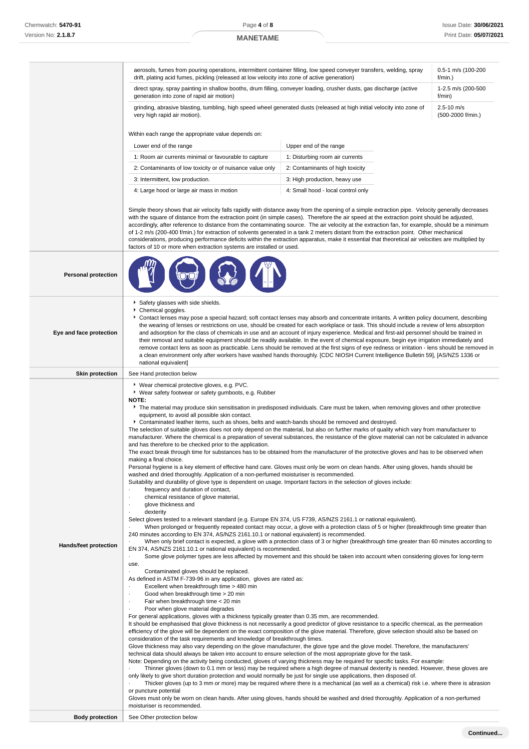| | | |
|---|---|---|
| | aerosols, fumes from pouring operations, intermittent container filling, low speed conveyer transfers, welding, spray drift, plating acid fumes, pickling (released at low velocity into zone of active generation) | 0.5-1 m/s (100-200 f/min.) |
| | direct spray, spray painting in shallow booths, drum filling, conveyer loading, crusher dusts, gas discharge (active generation into zone of rapid air motion) | 1-2.5 m/s (200-500 f/min) |
| | grinding, abrasive blasting, tumbling, high speed wheel generated dusts (released at high initial velocity into zone of very high rapid air motion). | 2.5-10 m/s (500-2000 f/min.) |

Within each range the appropriate value depends on:

| Lower end of the range | Upper end of the range |
|---|---|
| 1: Room air currents minimal or favourable to capture | 1: Disturbing room air currents |
| 2: Contaminants of low toxicity or of nuisance value only | 2: Contaminants of high toxicity |
| 3: Intermittent, low production. | 3: High production, heavy use |
| 4: Large hood or large air mass in motion | 4: Small hood - local control only |

Simple theory shows that air velocity falls rapidly with distance away from the opening of a simple extraction pipe. Velocity generally decreases with the square of distance from the extraction point (in simple cases). Therefore the air speed at the extraction point should be adjusted, accordingly, after reference to distance from the contaminating source. The air velocity at the extraction fan, for example, should be a minimum of 1-2 m/s (200-400 f/min.) for extraction of solvents generated in a tank 2 meters distant from the extraction point. Other mechanical considerations, producing performance deficits within the extraction apparatus, make it essential that theoretical air velocities are multiplied by factors of 10 or more when extraction systems are installed or used.

**Personal protection**

**Eye and face protection**

- Safety glasses with side shields.
- Chemical goggles.
- Contact lenses may pose a special hazard; soft contact lenses may absorb and concentrate irritants. A written policy document, describing the wearing of lenses or restrictions on use, should be created for each workplace or task. This should include a review of lens absorption and adsorption for the class of chemicals in use and an account of injury experience. Medical and first-aid personnel should be trained in their removal and suitable equipment should be readily available. In the event of chemical exposure, begin eye irrigation immediately and remove contact lens as soon as practicable. Lens should be removed at the first signs of eye redness or irritation - lens should be removed in a clean environment only after workers have washed hands thoroughly. [CDC NIOSH Current Intelligence Bulletin 59], [AS/NZS 1336 or national equivalent]

**Skin protection**

See Hand protection below

**Hands/feet protection**

- Wear chemical protective gloves, e.g. PVC.
- Wear safety footwear or safety gumboots, e.g. Rubber

**NOTE:**

- The material may produce skin sensitisation in predisposed individuals. Care must be taken, when removing gloves and other protective equipment, to avoid all possible skin contact.
- Contaminated leather items, such as shoes, belts and watch-bands should be removed and destroyed.

The selection of suitable gloves does not only depend on the material, but also on further marks of quality which vary from manufacturer to manufacturer. Where the chemical is a preparation of several substances, the resistance of the glove material can not be calculated in advance and has therefore to be checked prior to the application.

The exact break through time for substances has to be obtained from the manufacturer of the protective gloves and has to be observed when making a final choice.

Personal hygiene is a key element of effective hand care. Gloves must only be worn on clean hands. After using gloves, hands should be washed and dried thoroughly. Application of a non-perfumed moisturiser is recommended.

Suitability and durability of glove type is dependent on usage. Important factors in the selection of gloves include:

- frequency and duration of contact,
- chemical resistance of glove material,
- glove thickness and
- dexterity

Select gloves tested to a relevant standard (e.g. Europe EN 374, US F739, AS/NZS 2161.1 or national equivalent).

- When prolonged or frequently repeated contact may occur, a glove with a protection class of 5 or higher (breakthrough time greater than 240 minutes according to EN 374, AS/NZS 2161.10.1 or national equivalent) is recommended.
- When only brief contact is expected, a glove with a protection class of 3 or higher (breakthrough time greater than 60 minutes according to EN 374, AS/NZS 2161.10.1 or national equivalent) is recommended.
- Some glove polymer types are less affected by movement and this should be taken into account when considering gloves for long-term use.
- Contaminated gloves should be replaced.

As defined in ASTM F-739-96 in any application, gloves are rated as:

- Excellent when breakthrough time > 480 min
- Good when breakthrough time > 20 min
- Fair when breakthrough time < 20 min
- Poor when glove material degrades

For general applications, gloves with a thickness typically greater than 0.35 mm, are recommended.

It should be emphasised that glove thickness is not necessarily a good predictor of glove resistance to a specific chemical, as the permeation efficiency of the glove will be dependent on the exact composition of the glove material. Therefore, glove selection should also be based on consideration of the task requirements and knowledge of breakthrough times.

Glove thickness may also vary depending on the glove manufacturer, the glove type and the glove model. Therefore, the manufacturers' technical data should always be taken into account to ensure selection of the most appropriate glove for the task.

Note: Depending on the activity being conducted, gloves of varying thickness may be required for specific tasks. For example:

- Thinner gloves (down to 0.1 mm or less) may be required where a high degree of manual dexterity is needed. However, these gloves are only likely to give short duration protection and would normally be just for single use applications, then disposed of.
- Thicker gloves (up to 3 mm or more) may be required where there is a mechanical (as well as a chemical) risk i.e. where there is abrasion or puncture potential

Gloves must only be worn on clean hands. After using gloves, hands should be washed and dried thoroughly. Application of a non-perfumed moisturiser is recommended.

**Body protection**

See Other protection below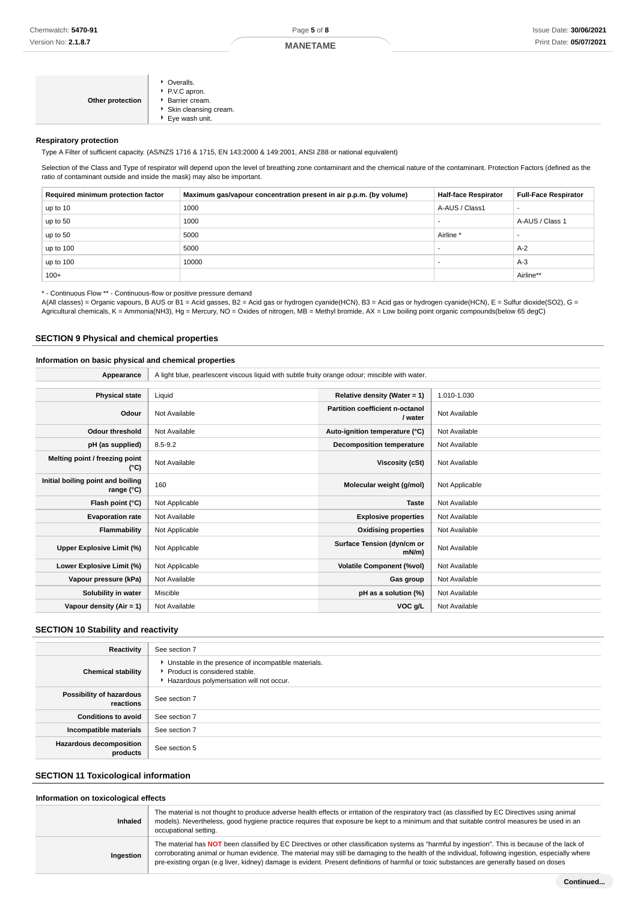| | |
|---|---|
| **Other protection** | ▸ Overalls.<br>▸ P.V.C apron.<br>▸ Barrier cream.<br>▸ Skin cleansing cream.<br>▸ Eye wash unit. |

### Respiratory protection

Type A Filter of sufficient capacity. (AS/NZS 1716 & 1715, EN 143:2000 & 149:2001, ANSI Z88 or national equivalent)

Selection of the Class and Type of respirator will depend upon the level of breathing zone contaminant and the chemical nature of the contaminant. Protection Factors (defined as the ratio of contaminant outside and inside the mask) may also be important.

| Required minimum protection factor | Maximum gas/vapour concentration present in air p.p.m. (by volume) | Half-face Respirator | Full-Face Respirator |
|---|---|---|---|
| up to 10 | 1000 | A-AUS / Class1 | - |
| up to 50 | 1000 | - | A-AUS / Class 1 |
| up to 50 | 5000 | Airline * | - |
| up to 100 | 5000 | - | A-2 |
| up to 100 | 10000 | - | A-3 |
| 100+ | | | Airline** |

* - Continuous Flow ** - Continuous-flow or positive pressure demand

A(All classes) = Organic vapours, B AUS or B1 = Acid gasses, B2 = Acid gas or hydrogen cyanide(HCN), B3 = Acid gas or hydrogen cyanide(HCN), E = Sulfur dioxide(SO2), G = Agricultural chemicals, K = Ammonia(NH3), Hg = Mercury, NO = Oxides of nitrogen, MB = Methyl bromide, AX = Low boiling point organic compounds(below 65 degC)

## SECTION 9 Physical and chemical properties

### Information on basic physical and chemical properties

| | |
|---|---|
| **Appearance** | A light blue, pearlescent viscous liquid with subtle fruity orange odour; miscible with water. |

| | | | |
|---|---|---|---|
| **Physical state** | Liquid | **Relative density (Water = 1)** | 1.010-1.030 |
| **Odour** | Not Available | **Partition coefficient n-octanol / water** | Not Available |
| **Odour threshold** | Not Available | **Auto-ignition temperature (°C)** | Not Available |
| **pH (as supplied)** | 8.5-9.2 | **Decomposition temperature** | Not Available |
| **Melting point / freezing point (°C)** | Not Available | **Viscosity (cSt)** | Not Available |
| **Initial boiling point and boiling range (°C)** | 160 | **Molecular weight (g/mol)** | Not Applicable |
| **Flash point (°C)** | Not Applicable | **Taste** | Not Available |
| **Evaporation rate** | Not Available | **Explosive properties** | Not Available |
| **Flammability** | Not Applicable | **Oxidising properties** | Not Available |
| **Upper Explosive Limit (%)** | Not Applicable | **Surface Tension (dyn/cm or mN/m)** | Not Available |
| **Lower Explosive Limit (%)** | Not Applicable | **Volatile Component (%vol)** | Not Available |
| **Vapour pressure (kPa)** | Not Available | **Gas group** | Not Available |
| **Solubility in water** | Miscible | **pH as a solution (%)** | Not Available |
| **Vapour density (Air = 1)** | Not Available | **VOC g/L** | Not Available |

## SECTION 10 Stability and reactivity

| | |
|---|---|
| **Reactivity** | See section 7 |
| **Chemical stability** | ▸ Unstable in the presence of incompatible materials.<br>▸ Product is considered stable.<br>▸ Hazardous polymerisation will not occur. |
| **Possibility of hazardous reactions** | See section 7 |
| **Conditions to avoid** | See section 7 |
| **Incompatible materials** | See section 7 |
| **Hazardous decomposition products** | See section 5 |

## SECTION 11 Toxicological information

### Information on toxicological effects

| | |
|---|---|
| **Inhaled** | The material is not thought to produce adverse health effects or irritation of the respiratory tract (as classified by EC Directives using animal models). Nevertheless, good hygiene practice requires that exposure be kept to a minimum and that suitable control measures be used in an occupational setting. |
| **Ingestion** | The material has **NOT** been classified by EC Directives or other classification systems as "harmful by ingestion". This is because of the lack of corroborating animal or human evidence. The material may still be damaging to the health of the individual, following ingestion, especially where pre-existing organ (e.g liver, kidney) damage is evident. Present definitions of harmful or toxic substances are generally based on doses |

**Continued...**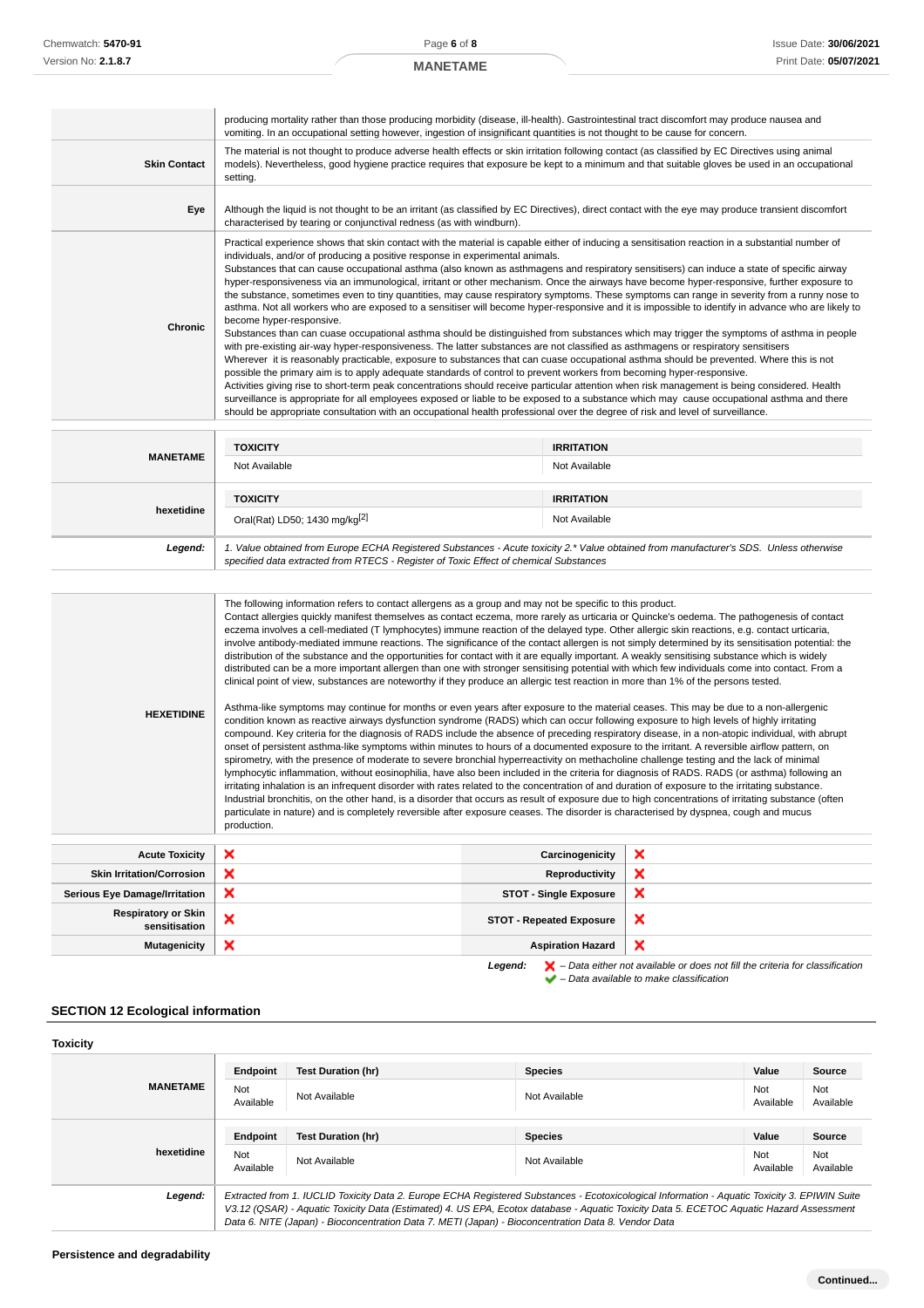| | |
|---|---|
| | producing mortality rather than those producing morbidity (disease, ill-health). Gastrointestinal tract discomfort may produce nausea and vomiting. In an occupational setting however, ingestion of insignificant quantities is not thought to be cause for concern. |
| **Skin Contact** | The material is not thought to produce adverse health effects or skin irritation following contact (as classified by EC Directives using animal models). Nevertheless, good hygiene practice requires that exposure be kept to a minimum and that suitable gloves be used in an occupational setting. |
| **Eye** | Although the liquid is not thought to be an irritant (as classified by EC Directives), direct contact with the eye may produce transient discomfort characterised by tearing or conjunctival redness (as with windburn). |
| **Chronic** | Practical experience shows that skin contact with the material is capable either of inducing a sensitisation reaction in a substantial number of individuals, and/or of producing a positive response in experimental animals.<br>Substances that can cause occupational asthma (also known as asthmagens and respiratory sensitisers) can induce a state of specific airway hyper-responsiveness via an immunological, irritant or other mechanism. Once the airways have become hyper-responsive, further exposure to the substance, sometimes even to tiny quantities, may cause respiratory symptoms. These symptoms can range in severity from a runny nose to asthma. Not all workers who are exposed to a sensitiser will become hyper-responsive and it is impossible to identify in advance who are likely to become hyper-responsive.<br>Substances than can cuase occupational asthma should be distinguished from substances which may trigger the symptoms of asthma in people with pre-existing air-way hyper-responsiveness. The latter substances are not classified as asthmagens or respiratory sensitisers<br>Wherever it is reasonably practicable, exposure to substances that can cuase occupational asthma should be prevented. Where this is not possible the primary aim is to apply adequate standards of control to prevent workers from becoming hyper-responsive.<br>Activities giving rise to short-term peak concentrations should receive particular attention when risk management is being considered. Health surveillance is appropriate for all employees exposed or liable to be exposed to a substance which may cause occupational asthma and there should be appropriate consultation with an occupational health professional over the degree of risk and level of surveillance. |

| | TOXICITY | IRRITATION |
|---|---|---|
| **MANETAME** | Not Available | Not Available |
| **hexetidine** | Oral(Rat) LD50; 1430 mg/kg[2] | Not Available |
| ***Legend:*** | *1. Value obtained from Europe ECHA Registered Substances - Acute toxicity 2.\* Value obtained from manufacturer's SDS. Unless otherwise specified data extracted from RTECS - Register of Toxic Effect of chemical Substances* | |

| | |
|---|---|
| **HEXETIDINE** | The following information refers to contact allergens as a group and may not be specific to this product.<br>Contact allergies quickly manifest themselves as contact eczema, more rarely as urticaria or Quincke's oedema. The pathogenesis of contact eczema involves a cell-mediated (T lymphocytes) immune reaction of the delayed type. Other allergic skin reactions, e.g. contact urticaria, involve antibody-mediated immune reactions. The significance of the contact allergen is not simply determined by its sensitisation potential: the distribution of the substance and the opportunities for contact with it are equally important. A weakly sensitising substance which is widely distributed can be a more important allergen than one with stronger sensitising potential with which few individuals come into contact. From a clinical point of view, substances are noteworthy if they produce an allergic test reaction in more than 1% of the persons tested.<br><br>Asthma-like symptoms may continue for months or even years after exposure to the material ceases. This may be due to a non-allergenic condition known as reactive airways dysfunction syndrome (RADS) which can occur following exposure to high levels of highly irritating compound. Key criteria for the diagnosis of RADS include the absence of preceding respiratory disease, in a non-atopic individual, with abrupt onset of persistent asthma-like symptoms within minutes to hours of a documented exposure to the irritant. A reversible airflow pattern, on spirometry, with the presence of moderate to severe bronchial hyperreactivity on methacholine challenge testing and the lack of minimal lymphocytic inflammation, without eosinophilia, have also been included in the criteria for diagnosis of RADS. RADS (or asthma) following an irritating inhalation is an infrequent disorder with rates related to the concentration of and duration of exposure to the irritating substance. Industrial bronchitis, on the other hand, is a disorder that occurs as result of exposure due to high concentrations of irritating substance (often particulate in nature) and is completely reversible after exposure ceases. The disorder is characterised by dyspnea, cough and mucus production. |

| | | | |
|---|---|---|---|
| **Acute Toxicity** | ✘ | **Carcinogenicity** | ✘ |
| **Skin Irritation/Corrosion** | ✘ | **Reproductivity** | ✘ |
| **Serious Eye Damage/Irritation** | ✘ | **STOT - Single Exposure** | ✘ |
| **Respiratory or Skin sensitisation** | ✘ | **STOT - Repeated Exposure** | ✘ |
| **Mutagenicity** | ✘ | **Aspiration Hazard** | ✘ |

***Legend:*** ✘ *– Data either not available or does not fill the criteria for classification*
✔ *– Data available to make classification*

## SECTION 12 Ecological information

### Toxicity

| | Endpoint | Test Duration (hr) | Species | Value | Source |
|---|---|---|---|---|---|
| **MANETAME** | Not Available | Not Available | Not Available | Not Available | Not Available |
| **hexetidine** | Not Available | Not Available | Not Available | Not Available | Not Available |
| ***Legend:*** | *Extracted from 1. IUCLID Toxicity Data 2. Europe ECHA Registered Substances - Ecotoxicological Information - Aquatic Toxicity 3. EPIWIN Suite V3.12 (QSAR) - Aquatic Toxicity Data (Estimated) 4. US EPA, Ecotox database - Aquatic Toxicity Data 5. ECETOC Aquatic Hazard Assessment Data 6. NITE (Japan) - Bioconcentration Data 7. METI (Japan) - Bioconcentration Data 8. Vendor Data* | | | | |

### Persistence and degradability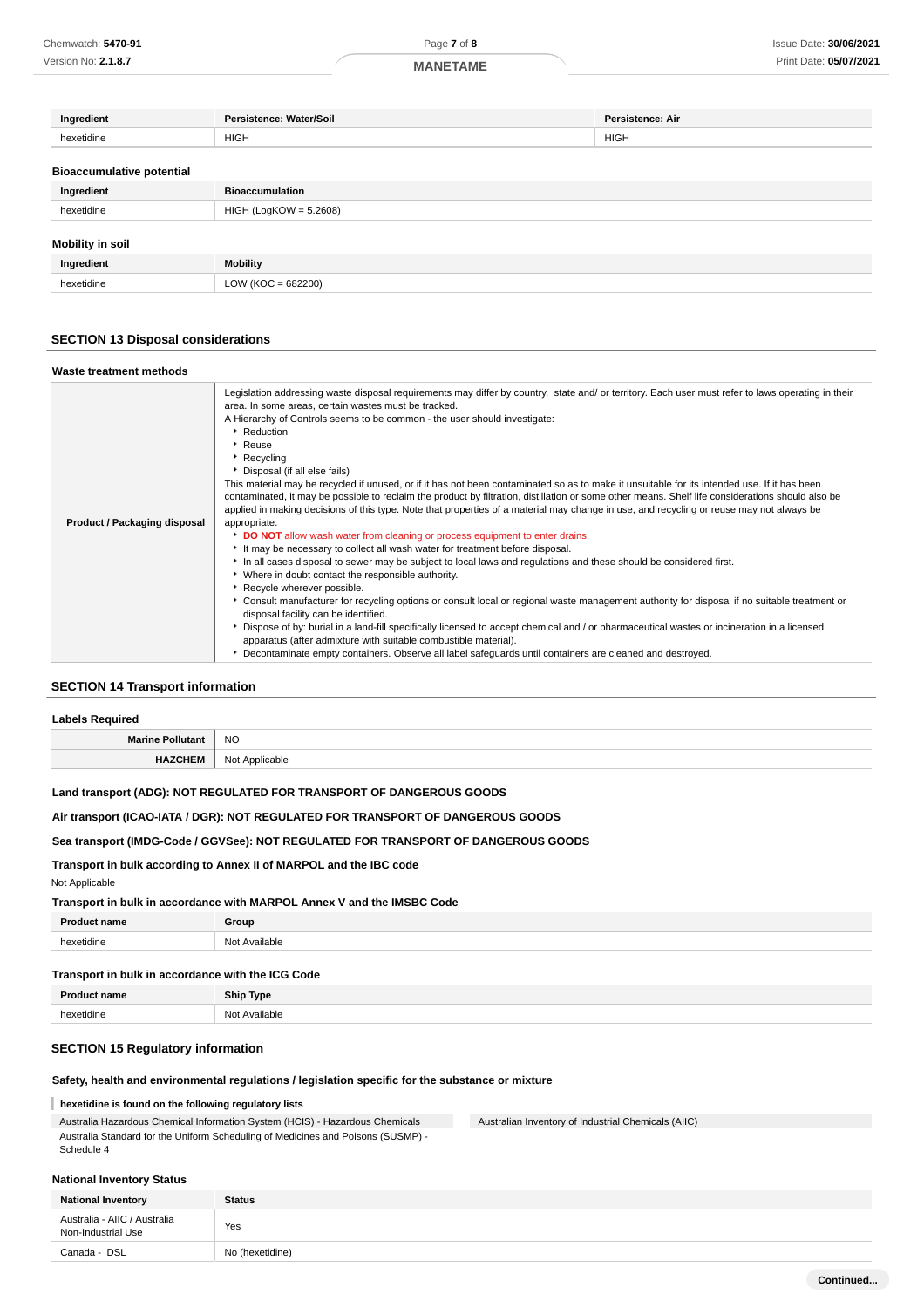| Ingredient | Persistence: Water/Soil | Persistence: Air |
| --- | --- | --- |
| hexetidine | HIGH | HIGH |

### Bioaccumulative potential

| Ingredient | Bioaccumulation |
| --- | --- |
| hexetidine | HIGH (LogKOW = 5.2608) |

### Mobility in soil

| Ingredient | Mobility |
| --- | --- |
| hexetidine | LOW (KOC = 682200) |

## SECTION 13 Disposal considerations

### Waste treatment methods

| | |
| --- | --- |
| **Product / Packaging disposal** | Legislation addressing waste disposal requirements may differ by country, state and/ or territory. Each user must refer to laws operating in their area. In some areas, certain wastes must be tracked.<br>A Hierarchy of Controls seems to be common - the user should investigate:<br>▸ Reduction<br>▸ Reuse<br>▸ Recycling<br>▸ Disposal (if all else fails)<br>This material may be recycled if unused, or if it has not been contaminated so as to make it unsuitable for its intended use. If it has been contaminated, it may be possible to reclaim the product by filtration, distillation or some other means. Shelf life considerations should also be applied in making decisions of this type. Note that properties of a material may change in use, and recycling or reuse may not always be appropriate.<br>▸ **DO NOT** allow wash water from cleaning or process equipment to enter drains.<br>▸ It may be necessary to collect all wash water for treatment before disposal.<br>▸ In all cases disposal to sewer may be subject to local laws and regulations and these should be considered first.<br>▸ Where in doubt contact the responsible authority.<br>▸ Recycle wherever possible.<br>▸ Consult manufacturer for recycling options or consult local or regional waste management authority for disposal if no suitable treatment or disposal facility can be identified.<br>▸ Dispose of by: burial in a land-fill specifically licensed to accept chemical and / or pharmaceutical wastes or incineration in a licensed apparatus (after admixture with suitable combustible material).<br>▸ Decontaminate empty containers. Observe all label safeguards until containers are cleaned and destroyed. |

## SECTION 14 Transport information

### Labels Required

| | |
| --- | --- |
| **Marine Pollutant** | NO |
| **HAZCHEM** | Not Applicable |

**Land transport (ADG): NOT REGULATED FOR TRANSPORT OF DANGEROUS GOODS**

**Air transport (ICAO-IATA / DGR): NOT REGULATED FOR TRANSPORT OF DANGEROUS GOODS**

**Sea transport (IMDG-Code / GGVSee): NOT REGULATED FOR TRANSPORT OF DANGEROUS GOODS**

**Transport in bulk according to Annex II of MARPOL and the IBC code**

Not Applicable

**Transport in bulk in accordance with MARPOL Annex V and the IMSBC Code**

| Product name | Group |
| --- | --- |
| hexetidine | Not Available |

**Transport in bulk in accordance with the ICG Code**

| Product name | Ship Type |
| --- | --- |
| hexetidine | Not Available |

## SECTION 15 Regulatory information

### Safety, health and environmental regulations / legislation specific for the substance or mixture

**hexetidine is found on the following regulatory lists**

| | |
| --- | --- |
| Australia Hazardous Chemical Information System (HCIS) - Hazardous Chemicals | Australian Inventory of Industrial Chemicals (AIIC) |
| Australia Standard for the Uniform Scheduling of Medicines and Poisons (SUSMP) - Schedule 4 | |

### National Inventory Status

| National Inventory | Status |
| --- | --- |
| Australia - AIIC / Australia Non-Industrial Use | Yes |
| Canada - DSL | No (hexetidine) |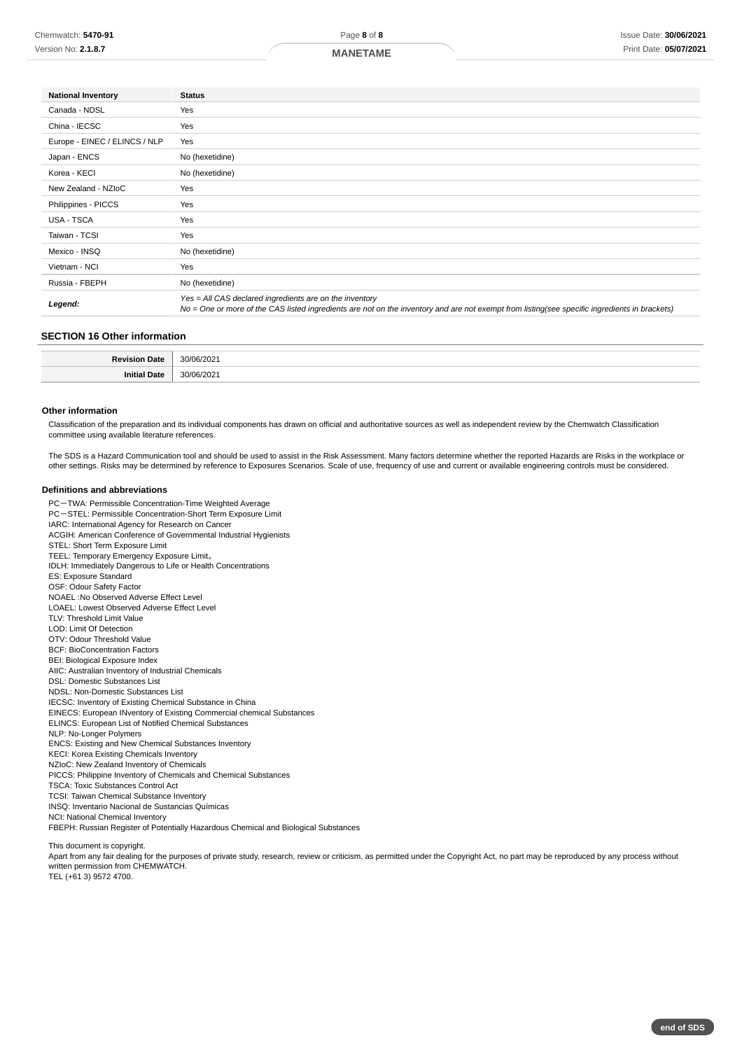| National Inventory | Status |
| --- | --- |
| Canada - NDSL | Yes |
| China - IECSC | Yes |
| Europe - EINEC / ELINCS / NLP | Yes |
| Japan - ENCS | No (hexetidine) |
| Korea - KECI | No (hexetidine) |
| New Zealand - NZIoC | Yes |
| Philippines - PICCS | Yes |
| USA - TSCA | Yes |
| Taiwan - TCSI | Yes |
| Mexico - INSQ | No (hexetidine) |
| Vietnam - NCI | Yes |
| Russia - FBEPH | No (hexetidine) |
| *Legend:* | *Yes = All CAS declared ingredients are on the inventory*<br>*No = One or more of the CAS listed ingredients are not on the inventory and are not exempt from listing(see specific ingredients in brackets)* |

## SECTION 16 Other information

| | |
| --- | --- |
| **Revision Date** | 30/06/2021 |
| **Initial Date** | 30/06/2021 |

### Other information

Classification of the preparation and its individual components has drawn on official and authoritative sources as well as independent review by the Chemwatch Classification committee using available literature references.

The SDS is a Hazard Communication tool and should be used to assist in the Risk Assessment. Many factors determine whether the reported Hazards are Risks in the workplace or other settings. Risks may be determined by reference to Exposures Scenarios. Scale of use, frequency of use and current or available engineering controls must be considered.

### Definitions and abbreviations

PC－TWA: Permissible Concentration-Time Weighted Average
PC－STEL: Permissible Concentration-Short Term Exposure Limit
IARC: International Agency for Research on Cancer
ACGIH: American Conference of Governmental Industrial Hygienists
STEL: Short Term Exposure Limit
TEEL: Temporary Emergency Exposure Limit。
IDLH: Immediately Dangerous to Life or Health Concentrations
ES: Exposure Standard
OSF: Odour Safety Factor
NOAEL :No Observed Adverse Effect Level
LOAEL: Lowest Observed Adverse Effect Level
TLV: Threshold Limit Value
LOD: Limit Of Detection
OTV: Odour Threshold Value
BCF: BioConcentration Factors
BEI: Biological Exposure Index
AIIC: Australian Inventory of Industrial Chemicals
DSL: Domestic Substances List
NDSL: Non-Domestic Substances List
IECSC: Inventory of Existing Chemical Substance in China
EINECS: European INventory of Existing Commercial chemical Substances
ELINCS: European List of Notified Chemical Substances
NLP: No-Longer Polymers
ENCS: Existing and New Chemical Substances Inventory
KECI: Korea Existing Chemicals Inventory
NZIoC: New Zealand Inventory of Chemicals
PICCS: Philippine Inventory of Chemicals and Chemical Substances
TSCA: Toxic Substances Control Act
TCSI: Taiwan Chemical Substance Inventory
INSQ: Inventario Nacional de Sustancias Químicas
NCI: National Chemical Inventory
FBEPH: Russian Register of Potentially Hazardous Chemical and Biological Substances

This document is copyright.
Apart from any fair dealing for the purposes of private study, research, review or criticism, as permitted under the Copyright Act, no part may be reproduced by any process without written permission from CHEMWATCH.
TEL (+61 3) 9572 4700.

end of SDS